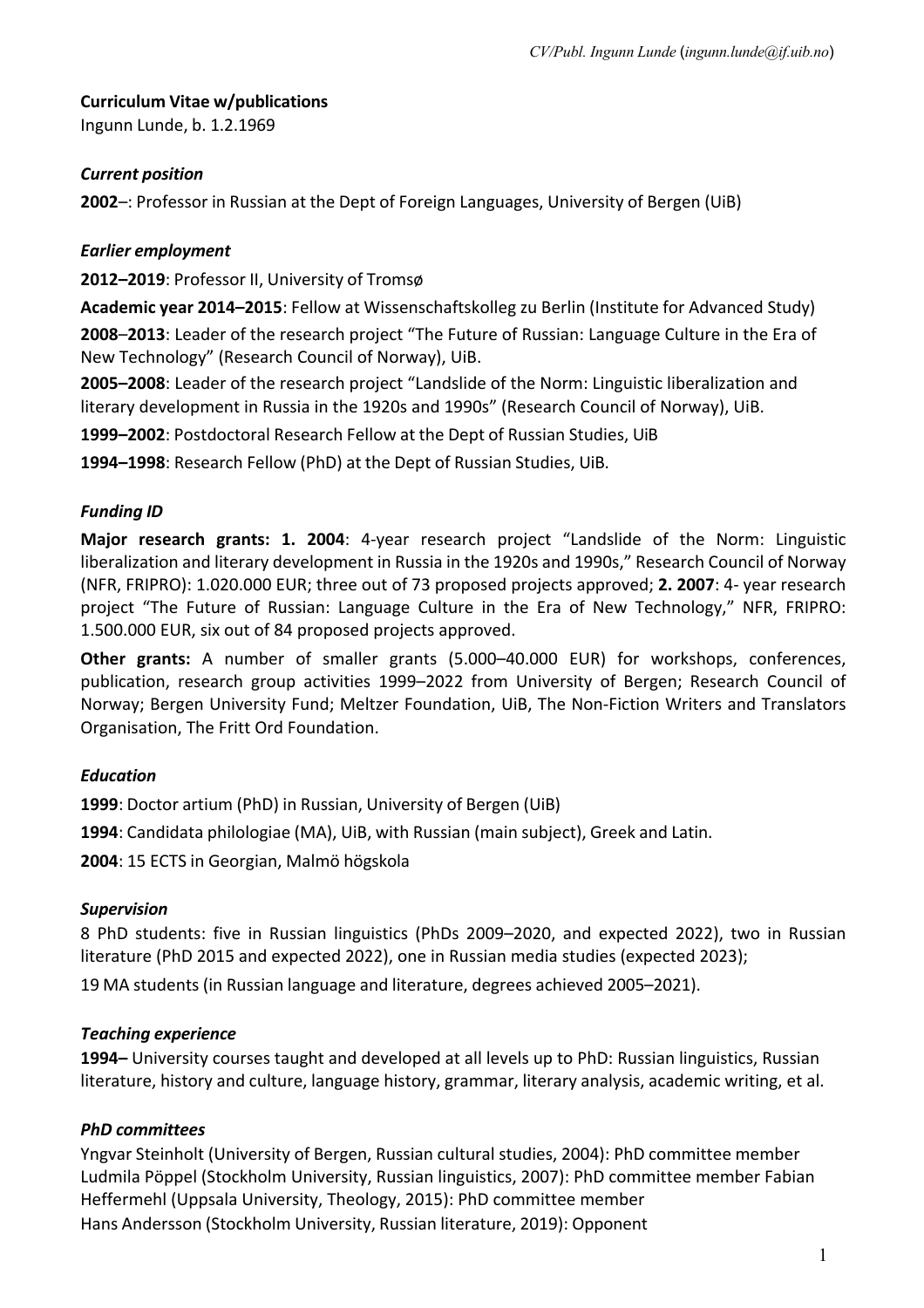**Curriculum Vitae w/publications**
Ingunn Lunde, b. 1.2.1969

### *Current position*

**2002**–: Professor in Russian at the Dept of Foreign Languages, University of Bergen (UiB)

### *Earlier employment*

**2012–2019**: Professor II, University of Tromsø

**Academic year 2014–2015**: Fellow at Wissenschaftskolleg zu Berlin (Institute for Advanced Study)

**2008**–**2013**: Leader of the research project "The Future of Russian: Language Culture in the Era of New Technology" (Research Council of Norway), UiB.

**2005–2008**: Leader of the research project "Landslide of the Norm: Linguistic liberalization and literary development in Russia in the 1920s and 1990s" (Research Council of Norway), UiB.

**1999–2002**: Postdoctoral Research Fellow at the Dept of Russian Studies, UiB

**1994–1998**: Research Fellow (PhD) at the Dept of Russian Studies, UiB.

### *Funding ID*

**Major research grants: 1. 2004**: 4-year research project "Landslide of the Norm: Linguistic liberalization and literary development in Russia in the 1920s and 1990s," Research Council of Norway (NFR, FRIPRO): 1.020.000 EUR; three out of 73 proposed projects approved; **2. 2007**: 4- year research project "The Future of Russian: Language Culture in the Era of New Technology," NFR, FRIPRO: 1.500.000 EUR, six out of 84 proposed projects approved.

**Other grants:** A number of smaller grants (5.000–40.000 EUR) for workshops, conferences, publication, research group activities 1999–2022 from University of Bergen; Research Council of Norway; Bergen University Fund; Meltzer Foundation, UiB, The Non-Fiction Writers and Translators Organisation, The Fritt Ord Foundation.

### *Education*

**1999**: Doctor artium (PhD) in Russian, University of Bergen (UiB)

**1994**: Candidata philologiae (MA), UiB, with Russian (main subject), Greek and Latin.

**2004**: 15 ECTS in Georgian, Malmö högskola

### *Supervision*

8 PhD students: five in Russian linguistics (PhDs 2009–2020, and expected 2022), two in Russian literature (PhD 2015 and expected 2022), one in Russian media studies (expected 2023);

19 MA students (in Russian language and literature, degrees achieved 2005–2021).

### *Teaching experience*

**1994–** University courses taught and developed at all levels up to PhD: Russian linguistics, Russian literature, history and culture, language history, grammar, literary analysis, academic writing, et al.

### *PhD committees*

Yngvar Steinholt (University of Bergen, Russian cultural studies, 2004): PhD committee member
Ludmila Pöppel (Stockholm University, Russian linguistics, 2007): PhD committee member
Fabian Heffermehl (Uppsala University, Theology, 2015): PhD committee member
Hans Andersson (Stockholm University, Russian literature, 2019): Opponent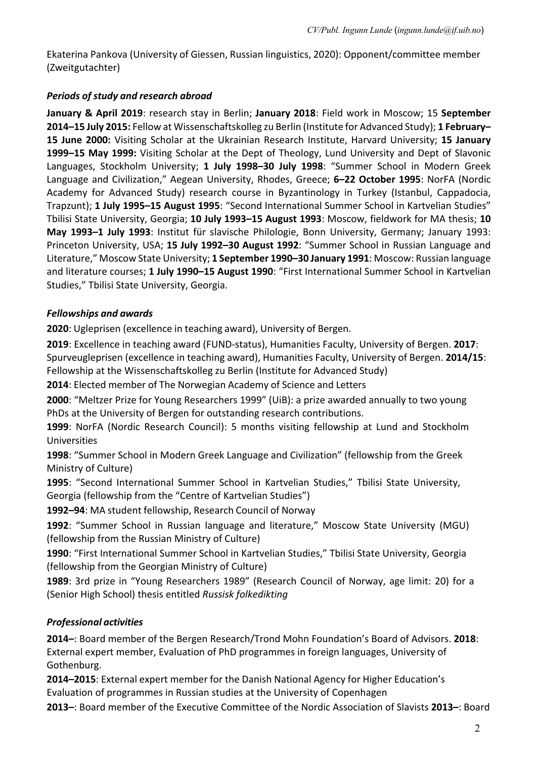Ekaterina Pankova (University of Giessen, Russian linguistics, 2020): Opponent/committee member (Zweitgutachter)

### *Periods of study and research abroad*

**January & April 2019**: research stay in Berlin; **January 2018**: Field work in Moscow; 15 **September 2014–15 July 2015:** Fellow at Wissenschaftskolleg zu Berlin (Institute for Advanced Study); **1 February–15 June 2000:** Visiting Scholar at the Ukrainian Research Institute, Harvard University; **15 January 1999–15 May 1999:** Visiting Scholar at the Dept of Theology, Lund University and Dept of Slavonic Languages, Stockholm University; **1 July 1998–30 July 1998**: "Summer School in Modern Greek Language and Civilization," Aegean University, Rhodes, Greece; **6–22 October 1995**: NorFA (Nordic Academy for Advanced Study) research course in Byzantinology in Turkey (Istanbul, Cappadocia, Trapzunt); **1 July 1995–15 August 1995**: "Second International Summer School in Kartvelian Studies" Tbilisi State University, Georgia; **10 July 1993–15 August 1993**: Moscow, fieldwork for MA thesis; **10 May 1993–1 July 1993**: Institut für slavische Philologie, Bonn University, Germany; January 1993: Princeton University, USA; **15 July 1992–30 August 1992**: "Summer School in Russian Language and Literature," Moscow State University; **1 September 1990–30 January 1991**: Moscow: Russian language and literature courses; **1 July 1990–15 August 1990**: "First International Summer School in Kartvelian Studies," Tbilisi State University, Georgia.

### *Fellowships and awards*

**2020**: Ugleprisen (excellence in teaching award), University of Bergen.

**2019**: Excellence in teaching award (FUND-status), Humanities Faculty, University of Bergen. **2017**: Spurveugleprisen (excellence in teaching award), Humanities Faculty, University of Bergen. **2014/15**: Fellowship at the Wissenschaftskolleg zu Berlin (Institute for Advanced Study)

**2014**: Elected member of The Norwegian Academy of Science and Letters

**2000**: "Meltzer Prize for Young Researchers 1999" (UiB): a prize awarded annually to two young PhDs at the University of Bergen for outstanding research contributions.

**1999**: NorFA (Nordic Research Council): 5 months visiting fellowship at Lund and Stockholm Universities

**1998**: "Summer School in Modern Greek Language and Civilization" (fellowship from the Greek Ministry of Culture)

**1995**: "Second International Summer School in Kartvelian Studies," Tbilisi State University, Georgia (fellowship from the "Centre of Kartvelian Studies")

**1992–94**: MA student fellowship, Research Council of Norway

**1992**: "Summer School in Russian language and literature," Moscow State University (MGU) (fellowship from the Russian Ministry of Culture)

**1990**: "First International Summer School in Kartvelian Studies," Tbilisi State University, Georgia (fellowship from the Georgian Ministry of Culture)

**1989**: 3rd prize in "Young Researchers 1989" (Research Council of Norway, age limit: 20) for a (Senior High School) thesis entitled *Russisk folkedikting*

### *Professional activities*

**2014–**: Board member of the Bergen Research/Trond Mohn Foundation's Board of Advisors. **2018**: External expert member, Evaluation of PhD programmes in foreign languages, University of Gothenburg.

**2014–2015**: External expert member for the Danish National Agency for Higher Education's Evaluation of programmes in Russian studies at the University of Copenhagen

**2013–**: Board member of the Executive Committee of the Nordic Association of Slavists **2013–**: Board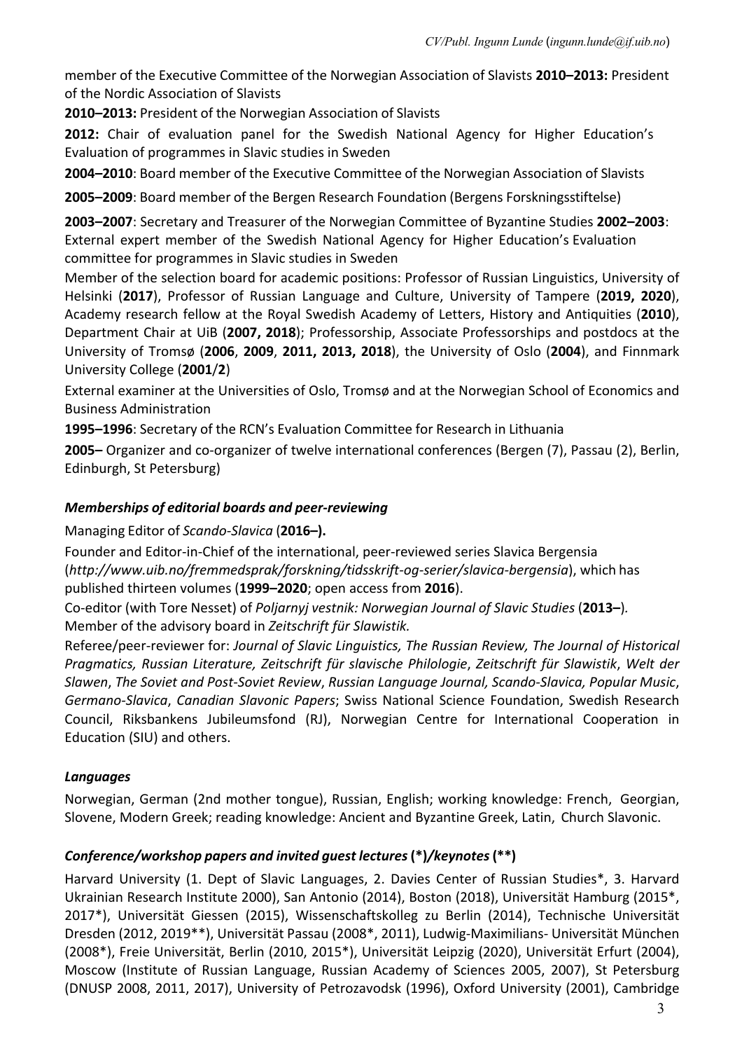member of the Executive Committee of the Norwegian Association of Slavists **2010–2013:** President of the Nordic Association of Slavists

**2010–2013:** President of the Norwegian Association of Slavists

**2012:** Chair of evaluation panel for the Swedish National Agency for Higher Education's Evaluation of programmes in Slavic studies in Sweden

**2004–2010**: Board member of the Executive Committee of the Norwegian Association of Slavists

**2005–2009**: Board member of the Bergen Research Foundation (Bergens Forskningsstiftelse)

**2003–2007**: Secretary and Treasurer of the Norwegian Committee of Byzantine Studies **2002–2003**: External expert member of the Swedish National Agency for Higher Education's Evaluation committee for programmes in Slavic studies in Sweden

Member of the selection board for academic positions: Professor of Russian Linguistics, University of Helsinki (**2017**), Professor of Russian Language and Culture, University of Tampere (**2019, 2020**), Academy research fellow at the Royal Swedish Academy of Letters, History and Antiquities (**2010**), Department Chair at UiB (**2007, 2018**); Professorship, Associate Professorships and postdocs at the University of Tromsø (**2006**, **2009**, **2011, 2013, 2018**), the University of Oslo (**2004**), and Finnmark University College (**2001**/**2**)

External examiner at the Universities of Oslo, Tromsø and at the Norwegian School of Economics and Business Administration

**1995–1996**: Secretary of the RCN's Evaluation Committee for Research in Lithuania

**2005–** Organizer and co-organizer of twelve international conferences (Bergen (7), Passau (2), Berlin, Edinburgh, St Petersburg)

### *Memberships of editorial boards and peer-reviewing*

Managing Editor of *Scando-Slavica* (**2016–).**

Founder and Editor-in-Chief of the international, peer-reviewed series Slavica Bergensia (*http://www.uib.no/fremmedsprak/forskning/tidsskrift-og-serier/slavica-bergensia*), which has published thirteen volumes (**1999–2020**; open access from **2016**).

Co-editor (with Tore Nesset) of *Poljarnyj vestnik: Norwegian Journal of Slavic Studies* (**2013–**).

Member of the advisory board in *Zeitschrift für Slawistik.*

Referee/peer-reviewer for: *Journal of Slavic Linguistics, The Russian Review, The Journal of Historical Pragmatics, Russian Literature, Zeitschrift für slavische Philologie*, *Zeitschrift für Slawistik*, *Welt der Slawen*, *The Soviet and Post-Soviet Review*, *Russian Language Journal, Scando-Slavica, Popular Music*, *Germano-Slavica*, *Canadian Slavonic Papers*; Swiss National Science Foundation, Swedish Research Council, Riksbankens Jubileumsfond (RJ), Norwegian Centre for International Cooperation in Education (SIU) and others.

### *Languages*

Norwegian, German (2nd mother tongue), Russian, English; working knowledge: French, Georgian, Slovene, Modern Greek; reading knowledge: Ancient and Byzantine Greek, Latin, Church Slavonic.

### *Conference/workshop papers and invited guest lectures* **(\*)***/keynotes* **(\*\*)**

Harvard University (1. Dept of Slavic Languages, 2. Davies Center of Russian Studies*, 3. Harvard Ukrainian Research Institute 2000), San Antonio (2014), Boston (2018), Universität Hamburg (2015*, 2017*), Universität Giessen (2015), Wissenschaftskolleg zu Berlin (2014), Technische Universität Dresden (2012, 2019**), Universität Passau (2008*, 2011), Ludwig-Maximilians- Universität München (2008*), Freie Universität, Berlin (2010, 2015*), Universität Leipzig (2020), Universität Erfurt (2004), Moscow (Institute of Russian Language, Russian Academy of Sciences 2005, 2007), St Petersburg (DNUSP 2008, 2011, 2017), University of Petrozavodsk (1996), Oxford University (2001), Cambridge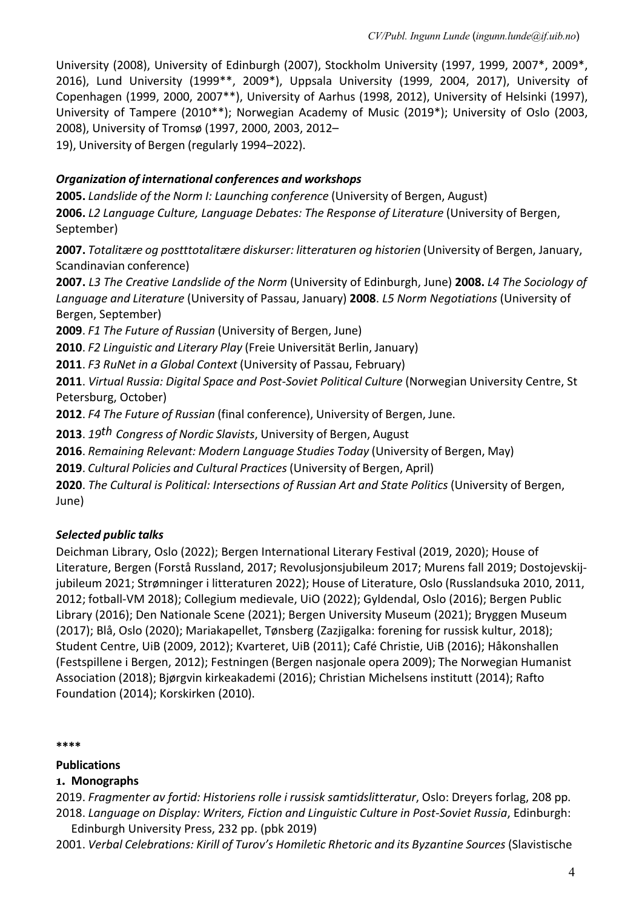University (2008), University of Edinburgh (2007), Stockholm University (1997, 1999, 2007*, 2009*, 2016), Lund University (1999**, 2009*), Uppsala University (1999, 2004, 2017), University of Copenhagen (1999, 2000, 2007**), University of Aarhus (1998, 2012), University of Helsinki (1997), University of Tampere (2010**); Norwegian Academy of Music (2019*); University of Oslo (2003, 2008), University of Tromsø (1997, 2000, 2003, 2012–19), University of Bergen (regularly 1994–2022).

### *Organization of international conferences and workshops*

**2005.** *Landslide of the Norm I: Launching conference* (University of Bergen, August)
**2006.** *L2 Language Culture, Language Debates: The Response of Literature* (University of Bergen, September)

**2007.** *Totalitære og postttotalitære diskurser: litteraturen og historien* (University of Bergen, January, Scandinavian conference)

**2007.** *L3 The Creative Landslide of the Norm* (University of Edinburgh, June) **2008.** *L4 The Sociology of Language and Literature* (University of Passau, January) **2008**. *L5 Norm Negotiations* (University of Bergen, September)

**2009**. *F1 The Future of Russian* (University of Bergen, June)

**2010**. *F2 Linguistic and Literary Play* (Freie Universität Berlin, January)

**2011**. *F3 RuNet in a Global Context* (University of Passau, February)

**2011**. *Virtual Russia: Digital Space and Post-Soviet Political Culture* (Norwegian University Centre, St Petersburg, October)

**2012**. *F4 The Future of Russian* (final conference), University of Bergen, June.

**2013**. *19th Congress of Nordic Slavists*, University of Bergen, August

**2016**. *Remaining Relevant: Modern Language Studies Today* (University of Bergen, May)

**2019**. *Cultural Policies and Cultural Practices* (University of Bergen, April)

**2020**. *The Cultural is Political: Intersections of Russian Art and State Politics* (University of Bergen, June)

### *Selected public talks*

Deichman Library, Oslo (2022); Bergen International Literary Festival (2019, 2020); House of Literature, Bergen (Forstå Russland, 2017; Revolusjonsjubileum 2017; Murens fall 2019; Dostojevskij-jubileum 2021; Strømninger i litteraturen 2022); House of Literature, Oslo (Russlandsuka 2010, 2011, 2012; fotball-VM 2018); Collegium medievale, UiO (2022); Gyldendal, Oslo (2016); Bergen Public Library (2016); Den Nationale Scene (2021); Bergen University Museum (2021); Bryggen Museum (2017); Blå, Oslo (2020); Mariakapellet, Tønsberg (Zazjigalka: forening for russisk kultur, 2018); Student Centre, UiB (2009, 2012); Kvarteret, UiB (2011); Café Christie, UiB (2016); Håkonshallen (Festspillene i Bergen, 2012); Festningen (Bergen nasjonale opera 2009); The Norwegian Humanist Association (2018); Bjørgvin kirkeakademi (2016); Christian Michelsens institutt (2014); Rafto Foundation (2014); Korskirken (2010).

****

## Publications

### 1. Monographs

2019. *Fragmenter av fortid: Historiens rolle i russisk samtidslitteratur*, Oslo: Dreyers forlag, 208 pp.
2018. *Language on Display: Writers, Fiction and Linguistic Culture in Post-Soviet Russia*, Edinburgh: Edinburgh University Press, 232 pp. (pbk 2019)
2001. *Verbal Celebrations: Kirill of Turov's Homiletic Rhetoric and its Byzantine Sources* (Slavistische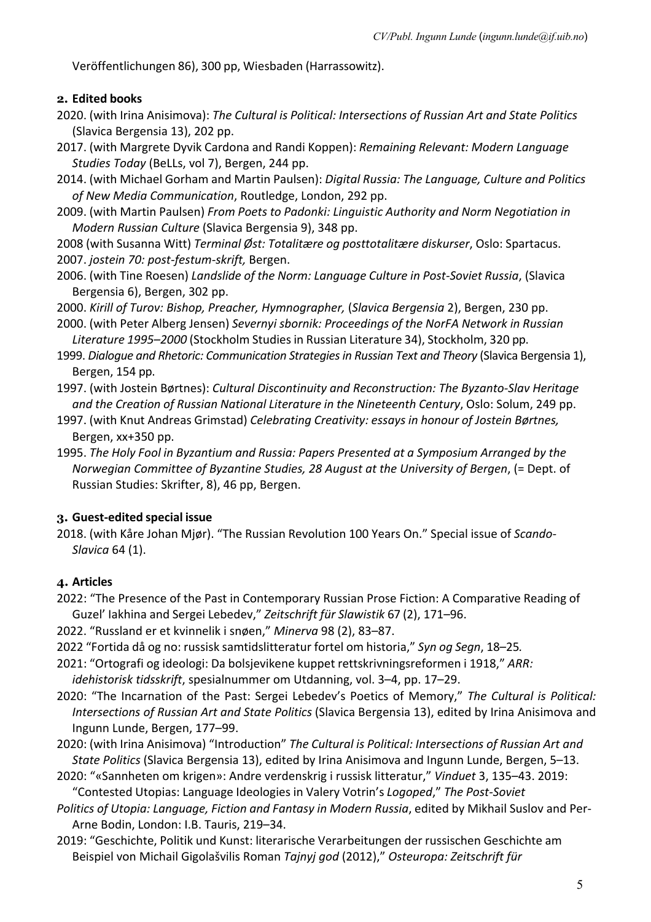Veröffentlichungen 86), 300 pp, Wiesbaden (Harrassowitz).

## 2. Edited books

2020. (with Irina Anisimova): *The Cultural is Political: Intersections of Russian Art and State Politics* (Slavica Bergensia 13), 202 pp.

2017. (with Margrete Dyvik Cardona and Randi Koppen): *Remaining Relevant: Modern Language Studies Today* (BeLLs, vol 7), Bergen, 244 pp.

2014. (with Michael Gorham and Martin Paulsen): *Digital Russia: The Language, Culture and Politics of New Media Communication*, Routledge, London, 292 pp.

2009. (with Martin Paulsen) *From Poets to Padonki: Linguistic Authority and Norm Negotiation in Modern Russian Culture* (Slavica Bergensia 9), 348 pp.

2008 (with Susanna Witt) *Terminal Øst: Totalitære og posttotalitære diskurser*, Oslo: Spartacus.

2007. *jostein 70: post-festum-skrift,* Bergen.

2006. (with Tine Roesen) *Landslide of the Norm: Language Culture in Post-Soviet Russia*, (Slavica Bergensia 6), Bergen, 302 pp.

2000. *Kirill of Turov: Bishop, Preacher, Hymnographer,* (*Slavica Bergensia* 2), Bergen, 230 pp.

2000. (with Peter Alberg Jensen) *Severnyi sbornik: Proceedings of the NorFA Network in Russian Literature 1995–2000* (Stockholm Studies in Russian Literature 34), Stockholm, 320 pp.

1999. *Dialogue and Rhetoric: Communication Strategies in Russian Text and Theory* (Slavica Bergensia 1), Bergen, 154 pp.

1997. (with Jostein Børtnes): *Cultural Discontinuity and Reconstruction: The Byzanto-Slav Heritage and the Creation of Russian National Literature in the Nineteenth Century*, Oslo: Solum, 249 pp.

1997. (with Knut Andreas Grimstad) *Celebrating Creativity: essays in honour of Jostein Børtnes,* Bergen, xx+350 pp.

1995. *The Holy Fool in Byzantium and Russia: Papers Presented at a Symposium Arranged by the Norwegian Committee of Byzantine Studies, 28 August at the University of Bergen*, (= Dept. of Russian Studies: Skrifter, 8), 46 pp, Bergen.

## 3. Guest-edited special issue

2018. (with Kåre Johan Mjør). "The Russian Revolution 100 Years On." Special issue of *Scando-Slavica* 64 (1).

## 4. Articles

2022: "The Presence of the Past in Contemporary Russian Prose Fiction: A Comparative Reading of Guzel' Iakhina and Sergei Lebedev," *Zeitschrift für Slawistik* 67 (2), 171–96.

2022. "Russland er et kvinnelik i snøen," *Minerva* 98 (2), 83–87.

2022 "Fortida då og no: russisk samtidslitteratur fortel om historia," *Syn og Segn*, 18–25*.*

2021: "Ortografi og ideologi: Da bolsjevikene kuppet rettskrivningsreformen i 1918," *ARR: idehistorisk tidsskrift*, spesialnummer om Utdanning, vol. 3–4, pp. 17–29.

2020: "The Incarnation of the Past: Sergei Lebedev's Poetics of Memory," *The Cultural is Political: Intersections of Russian Art and State Politics* (Slavica Bergensia 13), edited by Irina Anisimova and Ingunn Lunde, Bergen, 177–99.

2020: (with Irina Anisimova) "Introduction" *The Cultural is Political: Intersections of Russian Art and State Politics* (Slavica Bergensia 13), edited by Irina Anisimova and Ingunn Lunde, Bergen, 5–13.

2020: "«Sannheten om krigen»: Andre verdenskrig i russisk litteratur," *Vinduet* 3, 135–43.

2019: "Contested Utopias: Language Ideologies in Valery Votrin's *Logoped*," *The Post-Soviet Politics of Utopia: Language, Fiction and Fantasy in Modern Russia*, edited by Mikhail Suslov and Per-Arne Bodin, London: I.B. Tauris, 219–34.

2019: "Geschichte, Politik und Kunst: literarische Verarbeitungen der russischen Geschichte am Beispiel von Michail Gigolašvilis Roman *Tajnyj god* (2012)," *Osteuropa: Zeitschrift für*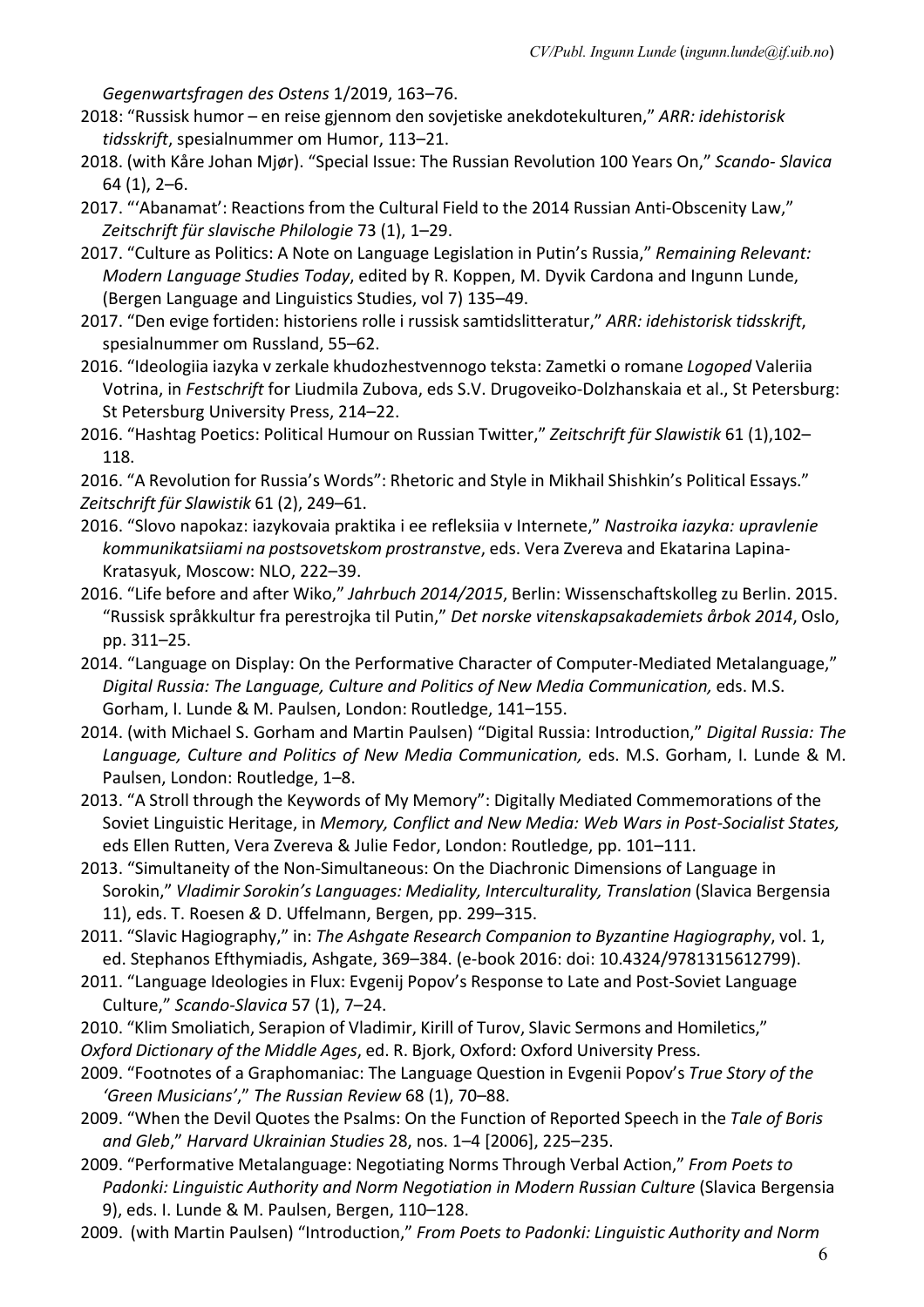*Gegenwartsfragen des Ostens* 1/2019, 163–76.

2018: "Russisk humor – en reise gjennom den sovjetiske anekdotekulturen," *ARR: idehistorisk tidsskrift*, spesialnummer om Humor, 113–21.

2018. (with Kåre Johan Mjør). "Special Issue: The Russian Revolution 100 Years On," *Scando- Slavica* 64 (1), 2–6.

2017. "'Abanamat': Reactions from the Cultural Field to the 2014 Russian Anti-Obscenity Law," *Zeitschrift für slavische Philologie* 73 (1), 1–29.

2017. "Culture as Politics: A Note on Language Legislation in Putin's Russia," *Remaining Relevant: Modern Language Studies Today*, edited by R. Koppen, M. Dyvik Cardona and Ingunn Lunde, (Bergen Language and Linguistics Studies, vol 7) 135–49.

2017. "Den evige fortiden: historiens rolle i russisk samtidslitteratur," *ARR: idehistorisk tidsskrift*, spesialnummer om Russland, 55–62.

2016. "Ideologiia iazyka v zerkale khudozhestvennogo teksta: Zametki o romane *Logoped* Valeriia Votrina, in *Festschrift* for Liudmila Zubova, eds S.V. Drugoveiko-Dolzhanskaia et al., St Petersburg: St Petersburg University Press, 214–22.

2016. "Hashtag Poetics: Political Humour on Russian Twitter," *Zeitschrift für Slawistik* 61 (1),102–118.

2016. "A Revolution for Russia's Words": Rhetoric and Style in Mikhail Shishkin's Political Essays." *Zeitschrift für Slawistik* 61 (2), 249–61.

2016. "Slovo napokaz: iazykovaia praktika i ee refleksiia v Internete," *Nastroika iazyka: upravlenie kommunikatsiiami na postsovetskom prostranstve*, eds. Vera Zvereva and Ekaterina Lapina-Kratasyuk, Moscow: NLO, 222–39.

2016. "Life before and after Wiko," *Jahrbuch 2014/2015*, Berlin: Wissenschaftskolleg zu Berlin. 2015. "Russisk språkkultur fra perestrojka til Putin," *Det norske vitenskapsakademiets årbok 2014*, Oslo, pp. 311–25.

2014. "Language on Display: On the Performative Character of Computer-Mediated Metalanguage," *Digital Russia: The Language, Culture and Politics of New Media Communication,* eds. M.S. Gorham, I. Lunde & M. Paulsen, London: Routledge, 141–155.

2014. (with Michael S. Gorham and Martin Paulsen) "Digital Russia: Introduction," *Digital Russia: The Language, Culture and Politics of New Media Communication,* eds. M.S. Gorham, I. Lunde & M. Paulsen, London: Routledge, 1–8.

2013. "A Stroll through the Keywords of My Memory": Digitally Mediated Commemorations of the Soviet Linguistic Heritage, in *Memory, Conflict and New Media: Web Wars in Post-Socialist States,* eds Ellen Rutten, Vera Zvereva & Julie Fedor, London: Routledge, pp. 101–111.

2013. "Simultaneity of the Non-Simultaneous: On the Diachronic Dimensions of Language in Sorokin," *Vladimir Sorokin's Languages: Mediality, Interculturality, Translation* (Slavica Bergensia 11), eds. T. Roesen & D. Uffelmann, Bergen, pp. 299–315.

2011. "Slavic Hagiography," in: *The Ashgate Research Companion to Byzantine Hagiography*, vol. 1, ed. Stephanos Efthymiadis, Ashgate, 369–384. (e-book 2016: doi: 10.4324/9781315612799).

2011. "Language Ideologies in Flux: Evgenij Popov's Response to Late and Post-Soviet Language Culture," *Scando-Slavica* 57 (1), 7–24.

2010. "Klim Smoliatich, Serapion of Vladimir, Kirill of Turov, Slavic Sermons and Homiletics," *Oxford Dictionary of the Middle Ages*, ed. R. Bjork, Oxford: Oxford University Press.

2009. "Footnotes of a Graphomaniac: The Language Question in Evgenii Popov's *True Story of the 'Green Musicians'*," *The Russian Review* 68 (1), 70–88.

2009. "When the Devil Quotes the Psalms: On the Function of Reported Speech in the *Tale of Boris and Gleb*," *Harvard Ukrainian Studies* 28, nos. 1–4 [2006], 225–235.

2009. "Performative Metalanguage: Negotiating Norms Through Verbal Action," *From Poets to Padonki: Linguistic Authority and Norm Negotiation in Modern Russian Culture* (Slavica Bergensia 9), eds. I. Lunde & M. Paulsen, Bergen, 110–128.

2009. (with Martin Paulsen) "Introduction," *From Poets to Padonki: Linguistic Authority and Norm*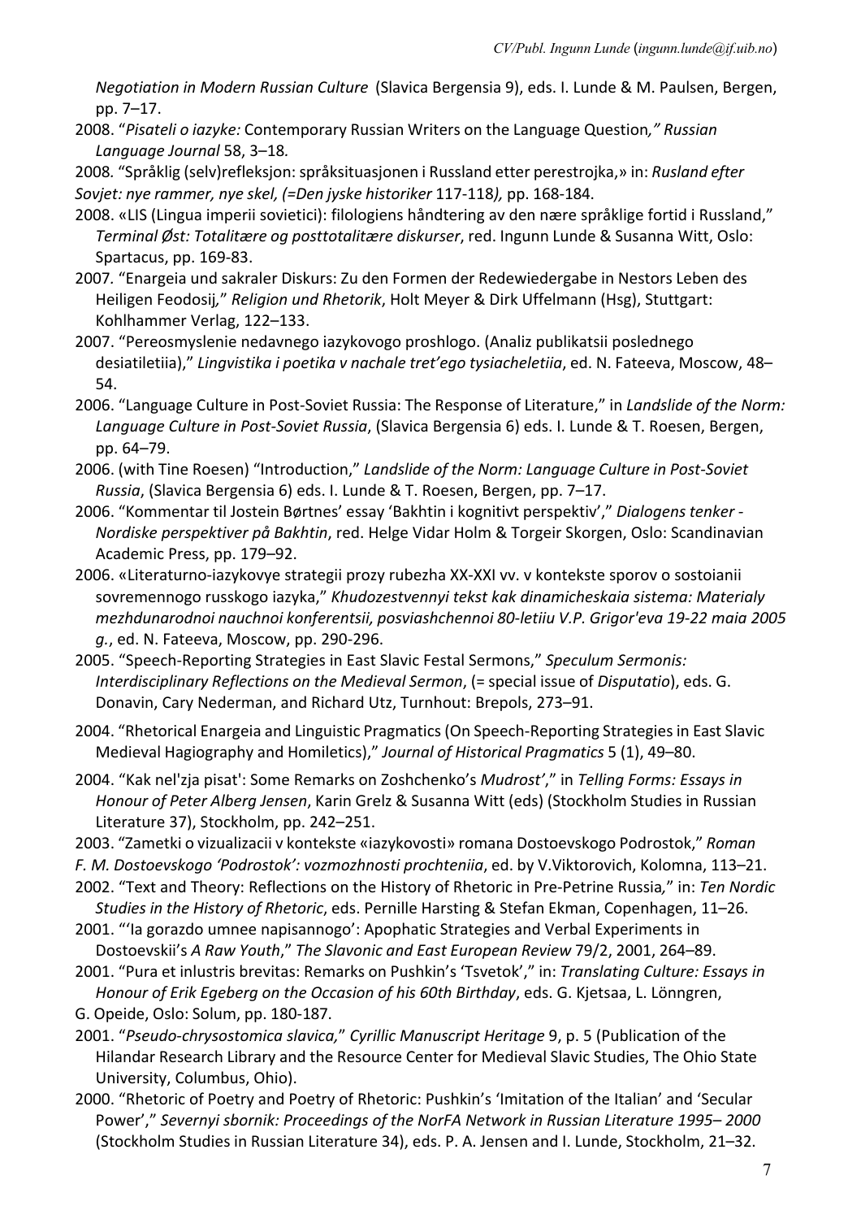*Negotiation in Modern Russian Culture* (Slavica Bergensia 9), eds. I. Lunde & M. Paulsen, Bergen, pp. 7–17.

2008. "*Pisateli o iazyke:* Contemporary Russian Writers on the Language Question*," Russian Language Journal* 58, 3–18*.*

2008*.* "Språklig (selv)refleksjon: språksituasjonen i Russland etter perestrojka,» in: *Rusland efter Sovjet: nye rammer, nye skel, (=Den jyske historiker* 117-118*),* pp. 168-184.

2008. «LIS (Lingua imperii sovietici): filologiens håndtering av den nære språklige fortid i Russland," *Terminal Øst: Totalitære og posttotalitære diskurser*, red. Ingunn Lunde & Susanna Witt, Oslo: Spartacus, pp. 169-83.

2007*.* "Enargeia und sakraler Diskurs: Zu den Formen der Redewiedergabe in Nestors Leben des Heiligen Feodosij*," Religion und Rhetorik*, Holt Meyer & Dirk Uffelmann (Hsg), Stuttgart: Kohlhammer Verlag, 122–133.

2007. "Pereosmyslenie nedavnego iazykovogo proshlogo. (Analiz publikatsii poslednego desiatiletiia)," *Lingvistika i poetika v nachale tret'ego tysiacheletiia*, ed. N. Fateeva, Moscow, 48–54.

2006. "Language Culture in Post-Soviet Russia: The Response of Literature," in *Landslide of the Norm: Language Culture in Post-Soviet Russia*, (Slavica Bergensia 6) eds. I. Lunde & T. Roesen, Bergen, pp. 64–79.

2006. (with Tine Roesen) "Introduction," *Landslide of the Norm: Language Culture in Post-Soviet Russia*, (Slavica Bergensia 6) eds. I. Lunde & T. Roesen, Bergen, pp. 7–17.

2006. "Kommentar til Jostein Børtnes' essay 'Bakhtin i kognitivt perspektiv'," *Dialogens tenker - Nordiske perspektiver på Bakhtin*, red. Helge Vidar Holm & Torgeir Skorgen, Oslo: Scandinavian Academic Press, pp. 179–92.

2006. «Literaturno-iazykovye strategii prozy rubezha XX-XXI vv. v kontekste sporov o sostoianii sovremennogo russkogo iazyka," *Khudozestvennyi tekst kak dinamicheskaia sistema: Materialy mezhdunarodnoi nauchnoi konferentsii, posviashchennoi 80-letiiu V.P. Grigor'eva 19-22 maia 2005 g.*, ed. N. Fateeva, Moscow, pp. 290-296.

2005. "Speech-Reporting Strategies in East Slavic Festal Sermons," *Speculum Sermonis: Interdisciplinary Reflections on the Medieval Sermon*, (= special issue of *Disputatio*), eds. G. Donavin, Cary Nederman, and Richard Utz, Turnhout: Brepols, 273–91.

2004. "Rhetorical Enargeia and Linguistic Pragmatics (On Speech-Reporting Strategies in East Slavic Medieval Hagiography and Homiletics)," *Journal of Historical Pragmatics* 5 (1), 49–80.

2004. "Kak nel'zja pisat': Some Remarks on Zoshchenko's *Mudrost'*," in *Telling Forms: Essays in Honour of Peter Alberg Jensen*, Karin Grelz & Susanna Witt (eds) (Stockholm Studies in Russian Literature 37), Stockholm, pp. 242–251.

2003. "Zametki o vizualizacii v kontekste «iazykovosti» romana Dostoevskogo Podrostok," *Roman F. M. Dostoevskogo 'Podrostok': vozmozhnosti prochteniia*, ed. by V.Viktorovich, Kolomna, 113–21.

2002. "Text and Theory: Reflections on the History of Rhetoric in Pre-Petrine Russia*,*" in: *Ten Nordic Studies in the History of Rhetoric*, eds. Pernille Harsting & Stefan Ekman, Copenhagen, 11–26.

2001. "'Ia gorazdo umnee napisannogo': Apophatic Strategies and Verbal Experiments in Dostoevskii's *A Raw Youth*," *The Slavonic and East European Review* 79/2, 2001, 264–89.

2001. "Pura et inlustris brevitas: Remarks on Pushkin's 'Tsvetok'," in: *Translating Culture: Essays in Honour of Erik Egeberg on the Occasion of his 60th Birthday*, eds. G. Kjetsaa, L. Lönngren, G. Opeide, Oslo: Solum, pp. 180-187.

2001. "*Pseudo-chrysostomica slavica,*" *Cyrillic Manuscript Heritage* 9, p. 5 (Publication of the Hilandar Research Library and the Resource Center for Medieval Slavic Studies, The Ohio State University, Columbus, Ohio).

2000. "Rhetoric of Poetry and Poetry of Rhetoric: Pushkin's 'Imitation of the Italian' and 'Secular Power'," *Severnyi sbornik: Proceedings of the NorFA Network in Russian Literature 1995– 2000* (Stockholm Studies in Russian Literature 34), eds. P. A. Jensen and I. Lunde, Stockholm, 21–32.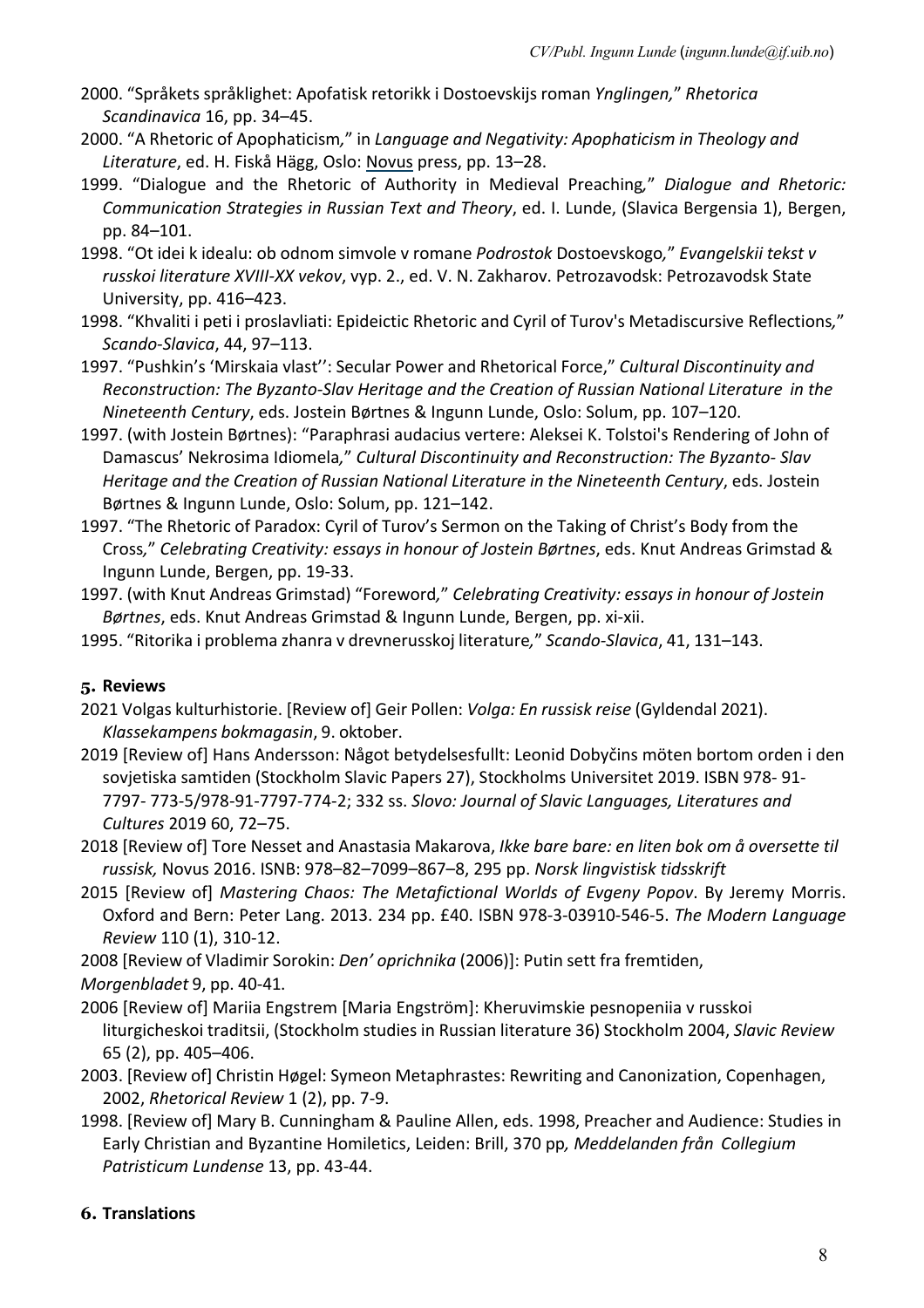2000. “Språkets språklighet: Apofatisk retorikk i Dostoevskijs roman *Ynglingen,*” *Rhetorica Scandinavica* 16, pp. 34–45.

2000. “A Rhetoric of Apophaticism,” in *Language and Negativity: Apophaticism in Theology and Literature*, ed. H. Fiskå Hägg, Oslo: Novus press, pp. 13–28.

1999. “Dialogue and the Rhetoric of Authority in Medieval Preaching,” *Dialogue and Rhetoric: Communication Strategies in Russian Text and Theory*, ed. I. Lunde, (Slavica Bergensia 1), Bergen, pp. 84–101.

1998. “Ot idei k idealu: ob odnom simvole v romane *Podrostok* Dostoevskogo,” *Evangelskii tekst v russkoi literature XVIII-XX vekov*, vyp. 2., ed. V. N. Zakharov. Petrozavodsk: Petrozavodsk State University, pp. 416–423.

1998. “Khvaliti i peti i proslavliati: Epideictic Rhetoric and Cyril of Turov's Metadiscursive Reflections,” *Scando-Slavica*, 44, 97–113.

1997. “Pushkin’s ‘Mirskaia vlast’’: Secular Power and Rhetorical Force,” *Cultural Discontinuity and Reconstruction: The Byzanto-Slav Heritage and the Creation of Russian National Literature in the Nineteenth Century*, eds. Jostein Børtnes & Ingunn Lunde, Oslo: Solum, pp. 107–120.

1997. (with Jostein Børtnes): “Paraphrasi audacius vertere: Aleksei K. Tolstoi's Rendering of John of Damascus’ Nekrosima Idiomela,” *Cultural Discontinuity and Reconstruction: The Byzanto- Slav Heritage and the Creation of Russian National Literature in the Nineteenth Century*, eds. Jostein Børtnes & Ingunn Lunde, Oslo: Solum, pp. 121–142.

1997. “The Rhetoric of Paradox: Cyril of Turov’s Sermon on the Taking of Christ’s Body from the Cross,” *Celebrating Creativity: essays in honour of Jostein Børtnes*, eds. Knut Andreas Grimstad & Ingunn Lunde, Bergen, pp. 19-33.

1997. (with Knut Andreas Grimstad) “Foreword,” *Celebrating Creativity: essays in honour of Jostein Børtnes*, eds. Knut Andreas Grimstad & Ingunn Lunde, Bergen, pp. xi-xii.

1995. “Ritorika i problema zhanra v drevnerusskoj literature,” *Scando-Slavica*, 41, 131–143.

## 5. Reviews

2021 Volgas kulturhistorie. [Review of] Geir Pollen: *Volga: En russisk reise* (Gyldendal 2021). *Klassekampens bokmagasin*, 9. oktober.

2019 [Review of] Hans Andersson: Något betydelsesfullt: Leonid Dobyčins möten bortom orden i den sovjetiska samtiden (Stockholm Slavic Papers 27), Stockholms Universitet 2019. ISBN 978- 91- 7797- 773-5/978-91-7797-774-2; 332 ss. *Slovo: Journal of Slavic Languages, Literatures and Cultures* 2019 60, 72–75.

2018 [Review of] Tore Nesset and Anastasia Makarova, *Ikke bare bare: en liten bok om å oversette til russisk,* Novus 2016. ISNB: 978–82–7099–867–8, 295 pp. *Norsk lingvistisk tidsskrift*

2015 [Review of] *Mastering Chaos: The Metafictional Worlds of Evgeny Popov*. By Jeremy Morris. Oxford and Bern: Peter Lang. 2013. 234 pp. £40. ISBN 978-3-03910-546-5. *The Modern Language Review* 110 (1), 310-12.

2008 [Review of Vladimir Sorokin: *Den’ oprichnika* (2006)]: Putin sett fra fremtiden, *Morgenbladet* 9, pp. 40-41.

2006 [Review of] Mariia Engstrem [Maria Engström]: Kheruvimskie pesnopeniia v russkoi liturgicheskoi traditsii, (Stockholm studies in Russian literature 36) Stockholm 2004, *Slavic Review* 65 (2), pp. 405–406.

2003. [Review of] Christin Høgel: Symeon Metaphrastes: Rewriting and Canonization, Copenhagen, 2002, *Rhetorical Review* 1 (2), pp. 7-9.

1998. [Review of] Mary B. Cunningham & Pauline Allen, eds. 1998, Preacher and Audience: Studies in Early Christian and Byzantine Homiletics, Leiden: Brill, 370 pp*, Meddelanden från Collegium Patristicum Lundense* 13, pp. 43-44.

## 6. Translations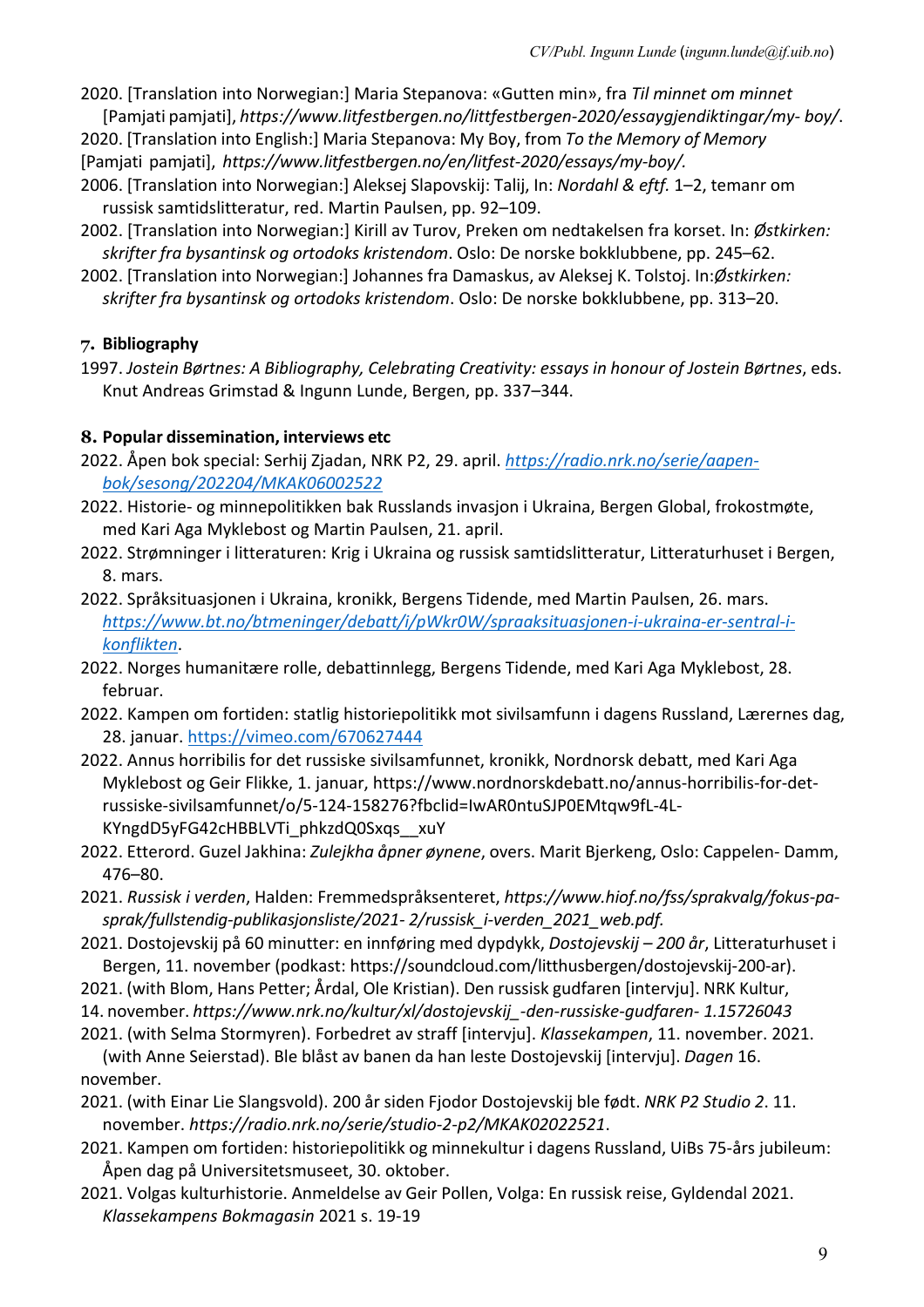2020. [Translation into Norwegian:] Maria Stepanova: «Gutten min», fra *Til minnet om minnet* [Pamjati pamjati], *https://www.litfestbergen.no/littfestbergen-2020/essaygjendiktingar/my- boy/*.

2020. [Translation into English:] Maria Stepanova: My Boy, from *To the Memory of Memory* [Pamjati pamjati], *https://www.litfestbergen.no/en/litfest-2020/essays/my-boy/.*

2006. [Translation into Norwegian:] Aleksej Slapovskij: Talij, In: *Nordahl & eftf.* 1–2, temanr om russisk samtidslitteratur, red. Martin Paulsen, pp. 92–109.

2002. [Translation into Norwegian:] Kirill av Turov, Preken om nedtakelsen fra korset. In: *Østkirken: skrifter fra bysantinsk og ortodoks kristendom*. Oslo: De norske bokklubbene, pp. 245–62.

2002. [Translation into Norwegian:] Johannes fra Damaskus, av Aleksej K. Tolstoj. In:*Østkirken: skrifter fra bysantinsk og ortodoks kristendom*. Oslo: De norske bokklubbene, pp. 313–20.

## 7. Bibliography

1997. *Jostein Børtnes: A Bibliography, Celebrating Creativity: essays in honour of Jostein Børtnes*, eds. Knut Andreas Grimstad & Ingunn Lunde, Bergen, pp. 337–344.

## 8. Popular dissemination, interviews etc

2022. Åpen bok special: Serhij Zjadan, NRK P2, 29. april. *https://radio.nrk.no/serie/aapen-bok/sesong/202204/MKAK06002522*

2022. Historie- og minnepolitikken bak Russlands invasjon i Ukraina, Bergen Global, frokostmøte, med Kari Aga Myklebost og Martin Paulsen, 21. april.

2022. Strømninger i litteraturen: Krig i Ukraina og russisk samtidslitteratur, Litteraturhuset i Bergen, 8. mars.

2022. Språksituasjonen i Ukraina, kronikk, Bergens Tidende, med Martin Paulsen, 26. mars. *https://www.bt.no/btmeninger/debatt/i/pWkr0W/spraaksituasjonen-i-ukraina-er-sentral-i-konflikten*.

2022. Norges humanitære rolle, debattinnlegg, Bergens Tidende, med Kari Aga Myklebost, 28. februar.

2022. Kampen om fortiden: statlig historiepolitikk mot sivilsamfunn i dagens Russland, Lærernes dag, 28. januar. https://vimeo.com/670627444

2022. Annus horribilis for det russiske sivilsamfunnet, kronikk, Nordnorsk debatt, med Kari Aga Myklebost og Geir Flikke, 1. januar, https://www.nordnorskdebatt.no/annus-horribilis-for-det-russiske-sivilsamfunnet/o/5-124-158276?fbclid=IwAR0ntuSJP0EMtqw9fL-4L-KYngdD5yFG42cHBBLVTi_phkzdQ0Sxqs__xuY

2022. Etterord. Guzel Jakhina: *Zulejkha åpner øynene*, overs. Marit Bjerkeng, Oslo: Cappelen- Damm, 476–80.

2021. *Russisk i verden*, Halden: Fremmedspråksenteret, *https://www.hiof.no/fss/sprakvalg/fokus-pa-sprak/fullstendig-publikasjonsliste/2021- 2/russisk_i-verden_2021_web.pdf.*

2021. Dostojevskij på 60 minutter: en innføring med dypdykk, *Dostojevskij – 200 år*, Litteraturhuset i Bergen, 11. november (podkast: https://soundcloud.com/litthusbergen/dostojevskij-200-ar).

2021. (with Blom, Hans Petter; Årdal, Ole Kristian). Den russisk gudfaren [intervju]. NRK Kultur, 14. november. *https://www.nrk.no/kultur/xl/dostojevskij_-den-russiske-gudfaren- 1.15726043*

2021. (with Selma Stormyren). Forbedret av straff [intervju]. *Klassekampen*, 11. november. 2021. (with Anne Seierstad). Ble blåst av banen da han leste Dostojevskij [intervju]. *Dagen* 16. november.

2021. (with Einar Lie Slangsvold). 200 år siden Fjodor Dostojevskij ble født. *NRK P2 Studio 2*. 11. november. *https://radio.nrk.no/serie/studio-2-p2/MKAK02022521*.

2021. Kampen om fortiden: historiepolitikk og minnekultur i dagens Russland, UiBs 75-års jubileum: Åpen dag på Universitetsmuseet, 30. oktober.

2021. Volgas kulturhistorie. Anmeldelse av Geir Pollen, Volga: En russisk reise, Gyldendal 2021. *Klassekampens Bokmagasin* 2021 s. 19-19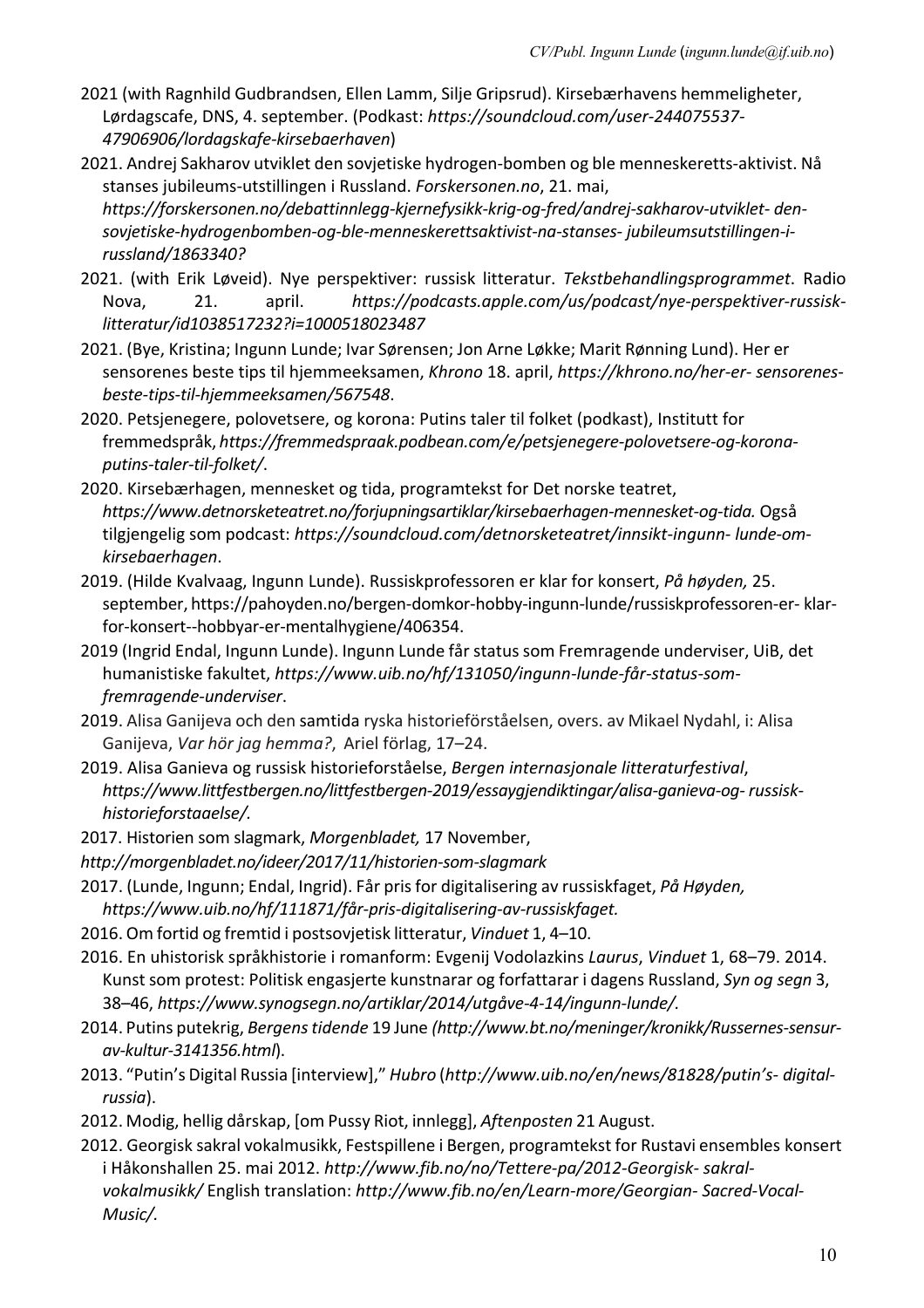2021 (with Ragnhild Gudbrandsen, Ellen Lamm, Silje Gripsrud). Kirsebærhavens hemmeligheter, Lørdagscafe, DNS, 4. september. (Podkast: *https://soundcloud.com/user-244075537-47906906/lordagskafe-kirsebaerhaven*)

2021. Andrej Sakharov utviklet den sovjetiske hydrogen-bomben og ble menneskeretts-aktivist. Nå stanses jubileums-utstillingen i Russland. *Forskersonen.no*, 21. mai, *https://forskersonen.no/debattinnlegg-kjernefysikk-krig-og-fred/andrej-sakharov-utviklet- den-sovjetiske-hydrogenbomben-og-ble-menneskerettsaktivist-na-stanses- jubileumsutstillingen-i-russland/1863340?*

2021. (with Erik Løveid). Nye perspektiver: russisk litteratur. *Tekstbehandlingsprogrammet*. Radio Nova, 21. april. *https://podcasts.apple.com/us/podcast/nye-perspektiver-russisk-litteratur/id1038517232?i=1000518023487*

2021. (Bye, Kristina; Ingunn Lunde; Ivar Sørensen; Jon Arne Løkke; Marit Rønning Lund). Her er sensorenes beste tips til hjemmeeksamen, *Khrono* 18. april, *https://khrono.no/her-er- sensorenes-beste-tips-til-hjemmeeksamen/567548*.

2020. Petsjenegere, polovetsere, og korona: Putins taler til folket (podkast), Institutt for fremmedspråk, *https://fremmedspraak.podbean.com/e/petsjenegere-polovetsere-og-korona-putins-taler-til-folket/*.

2020. Kirsebærhagen, mennesket og tida, programtekst for Det norske teatret, *https://www.detnorsketeatret.no/forjupningsartiklar/kirsebaerhagen-mennesket-og-tida.* Også tilgjengelig som podcast: *https://soundcloud.com/detnorsketeatret/innsikt-ingunn- lunde-om-kirsebaerhagen*.

2019. (Hilde Kvalvaag, Ingunn Lunde). Russiskprofessoren er klar for konsert, *På høyden,* 25. september, https://pahoyden.no/bergen-domkor-hobby-ingunn-lunde/russiskprofessoren-er- klar-for-konsert--hobbyar-er-mentalhygiene/406354.

2019 (Ingrid Endal, Ingunn Lunde). Ingunn Lunde får status som Fremragende underviser, UiB, det humanistiske fakultet, *https://www.uib.no/hf/131050/ingunn-lunde-får-status-som-fremragende-underviser*.

2019. Alisa Ganijeva och den samtida ryska historieförståelsen, overs. av Mikael Nydahl, i: Alisa Ganijeva, *Var hör jag hemma?*, Ariel förlag, 17–24.

2019. Alisa Ganieva og russisk historieforståelse, *Bergen internasjonale litteraturfestival*, *https://www.littfestbergen.no/littfestbergen-2019/essaygjendiktingar/alisa-ganieva-og- russisk-historieforstaaelse/.*

2017. Historien som slagmark, *Morgenbladet,* 17 November, *http://morgenbladet.no/ideer/2017/11/historien-som-slagmark*

2017. (Lunde, Ingunn; Endal, Ingrid). Får pris for digitalisering av russiskfaget, *På Høyden, https://www.uib.no/hf/111871/får-pris-digitalisering-av-russiskfaget.*

2016. Om fortid og fremtid i postsovjetisk litteratur, *Vinduet* 1, 4–10.

2016. En uhistorisk språkhistorie i romanform: Evgenij Vodolazkins *Laurus*, *Vinduet* 1, 68–79. 2014. Kunst som protest: Politisk engasjerte kunstnarar og forfattarar i dagens Russland, *Syn og segn* 3, 38–46, *https://www.synogsegn.no/artiklar/2014/utgåve-4-14/ingunn-lunde/*.

2014. Putins putekrig, *Bergens tidende* 19 June *(http://www.bt.no/meninger/kronikk/Russernes-sensur-av-kultur-3141356.html*).

2013. "Putin's Digital Russia [interview]," *Hubro* (*http://www.uib.no/en/news/81828/putin's- digital-russia*).

2012. Modig, hellig dårskap, [om Pussy Riot, innlegg], *Aftenposten* 21 August.

2012. Georgisk sakral vokalmusikk, Festspillene i Bergen, programtekst for Rustavi ensembles konsert i Håkonshallen 25. mai 2012. *http://www.fib.no/no/Tettere-pa/2012-Georgisk- sakral-vokalmusikk/* English translation: *http://www.fib.no/en/Learn-more/Georgian- Sacred-Vocal-Music/.*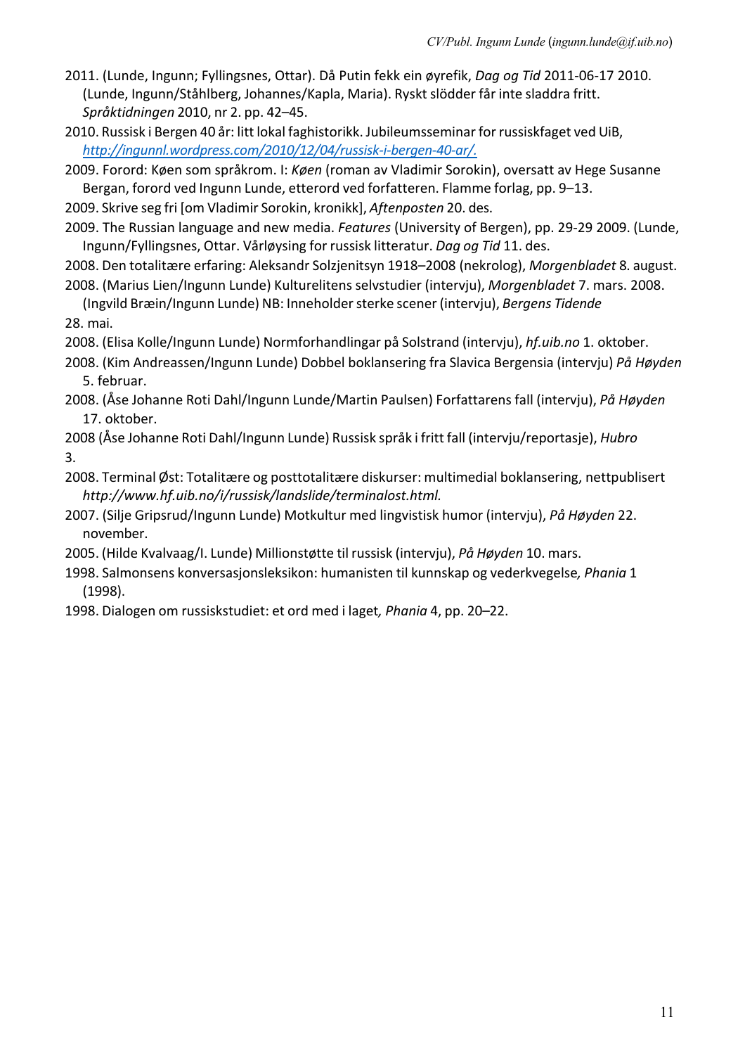2011. (Lunde, Ingunn; Fyllingsnes, Ottar). Då Putin fekk ein øyrefik, *Dag og Tid* 2011-06-17 2010. (Lunde, Ingunn/Ståhlberg, Johannes/Kapla, Maria). Ryskt slödder får inte sladdra fritt. *Språktidningen* 2010, nr 2. pp. 42–45.

2010. Russisk i Bergen 40 år: litt lokal faghistorikk. Jubileumsseminar for russiskfaget ved UiB, *http://ingunnl.wordpress.com/2010/12/04/russisk-i-bergen-40-ar/.*

2009. Forord: Køen som språkrom. I: *Køen* (roman av Vladimir Sorokin), oversatt av Hege Susanne Bergan, forord ved Ingunn Lunde, etterord ved forfatteren. Flamme forlag, pp. 9–13.

2009. Skrive seg fri [om Vladimir Sorokin, kronikk], *Aftenposten* 20. des.

2009. The Russian language and new media. *Features* (University of Bergen), pp. 29-29 2009. (Lunde, Ingunn/Fyllingsnes, Ottar. Vårløysing for russisk litteratur. *Dag og Tid* 11. des.

2008. Den totalitære erfaring: Aleksandr Solzjenitsyn 1918–2008 (nekrolog), *Morgenbladet* 8. august.

2008. (Marius Lien/Ingunn Lunde) Kulturelitens selvstudier (intervju), *Morgenbladet* 7. mars. 2008. (Ingvild Bræin/Ingunn Lunde) NB: Inneholder sterke scener (intervju), *Bergens Tidende* 28. mai.

2008. (Elisa Kolle/Ingunn Lunde) Normforhandlingar på Solstrand (intervju), *hf.uib.no* 1. oktober.

2008. (Kim Andreassen/Ingunn Lunde) Dobbel boklansering fra Slavica Bergensia (intervju) *På Høyden* 5. februar.

2008. (Åse Johanne Roti Dahl/Ingunn Lunde/Martin Paulsen) Forfattarens fall (intervju), *På Høyden* 17. oktober.

2008 (Åse Johanne Roti Dahl/Ingunn Lunde) Russisk språk i fritt fall (intervju/reportasje), *Hubro* 3.

2008. Terminal Øst: Totalitære og posttotalitære diskurser: multimedial boklansering, nettpublisert *http://www.hf.uib.no/i/russisk/landslide/terminalost.html.*

2007. (Silje Gripsrud/Ingunn Lunde) Motkultur med lingvistisk humor (intervju), *På Høyden* 22. november.

2005. (Hilde Kvalvaag/I. Lunde) Millionstøtte til russisk (intervju), *På Høyden* 10. mars.

1998. Salmonsens konversasjonsleksikon: humanisten til kunnskap og vederkvegelse*, Phania* 1 (1998).

1998. Dialogen om russiskstudiet: et ord med i laget*, Phania* 4, pp. 20–22.